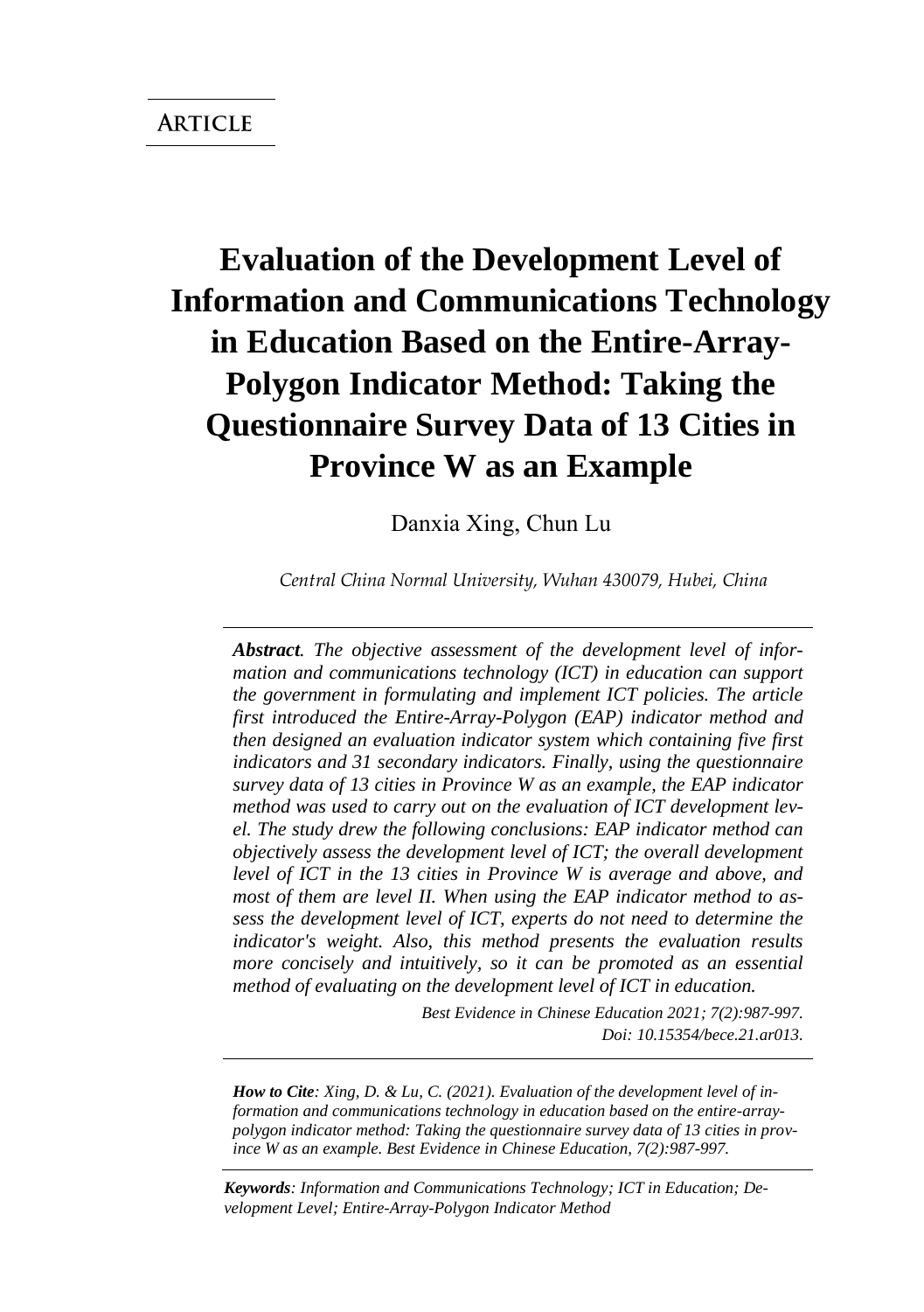**ARTICLE**

# Evaluation of the Development Level of Information and Communications Technology in Education Based on the Entire-Array-Polygon Indicator Method: Taking the Questionnaire Survey Data of 13 Cities in Province W as an Example

Danxia Xing, Chun Lu

*Central China Normal University, Wuhan 430079, Hubei, China*

***Abstract**. The objective assessment of the development level of information and communications technology (ICT) in education can support the government in formulating and implement ICT policies. The article first introduced the Entire-Array-Polygon (EAP) indicator method and then designed an evaluation indicator system which containing five first indicators and 31 secondary indicators. Finally, using the questionnaire survey data of 13 cities in Province W as an example, the EAP indicator method was used to carry out on the evaluation of ICT development level. The study drew the following conclusions: EAP indicator method can objectively assess the development level of ICT; the overall development level of ICT in the 13 cities in Province W is average and above, and most of them are level II. When using the EAP indicator method to assess the development level of ICT, experts do not need to determine the indicator's weight. Also, this method presents the evaluation results more concisely and intuitively, so it can be promoted as an essential method of evaluating on the development level of ICT in education.*

*Best Evidence in Chinese Education 2021; 7(2):987-997.*
*Doi: 10.15354/bece.21.ar013.*

***How to Cite**: Xing, D. & Lu, C. (2021). Evaluation of the development level of information and communications technology in education based on the entire-array-polygon indicator method: Taking the questionnaire survey data of 13 cities in province W as an example. Best Evidence in Chinese Education, 7(2):987-997.*

***Keywords**: Information and Communications Technology; ICT in Education; Development Level; Entire-Array-Polygon Indicator Method*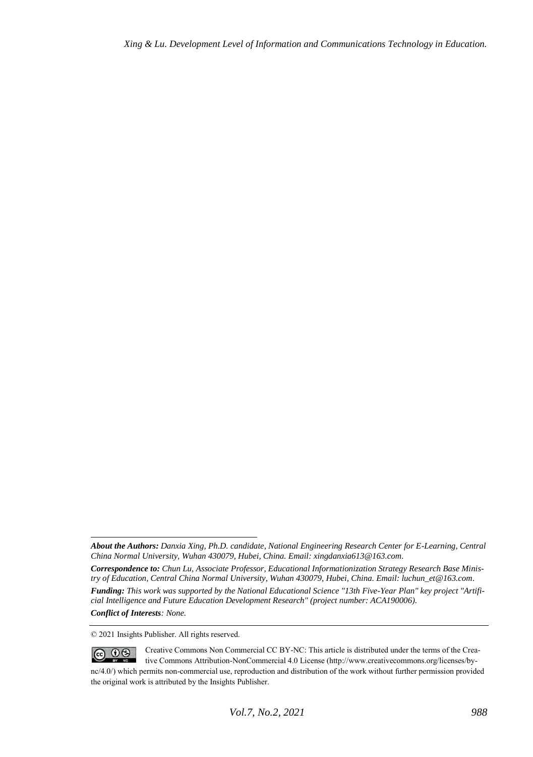***About the Authors:*** *Danxia Xing, Ph.D. candidate, National Engineering Research Center for E-Learning, Central China Normal University, Wuhan 430079, Hubei, China. Email: xingdanxia613@163.com.*

***Correspondence to:*** *Chun Lu, Associate Professor, Educational Informationization Strategy Research Base Ministry of Education, Central China Normal University, Wuhan 430079, Hubei, China. Email: luchun_et@163.com.*

***Funding:*** *This work was supported by the National Educational Science "13th Five-Year Plan" key project "Artificial Intelligence and Future Education Development Research" (project number: ACA190006).*

***Conflict of Interests****: None.*

© 2021 Insights Publisher. All rights reserved.

Creative Commons Non Commercial CC BY-NC: This article is distributed under the terms of the Creative Commons Attribution-NonCommercial 4.0 License (http://www.creativecommons.org/licenses/by-nc/4.0/) which permits non-commercial use, reproduction and distribution of the work without further permission provided the original work is attributed by the Insights Publisher.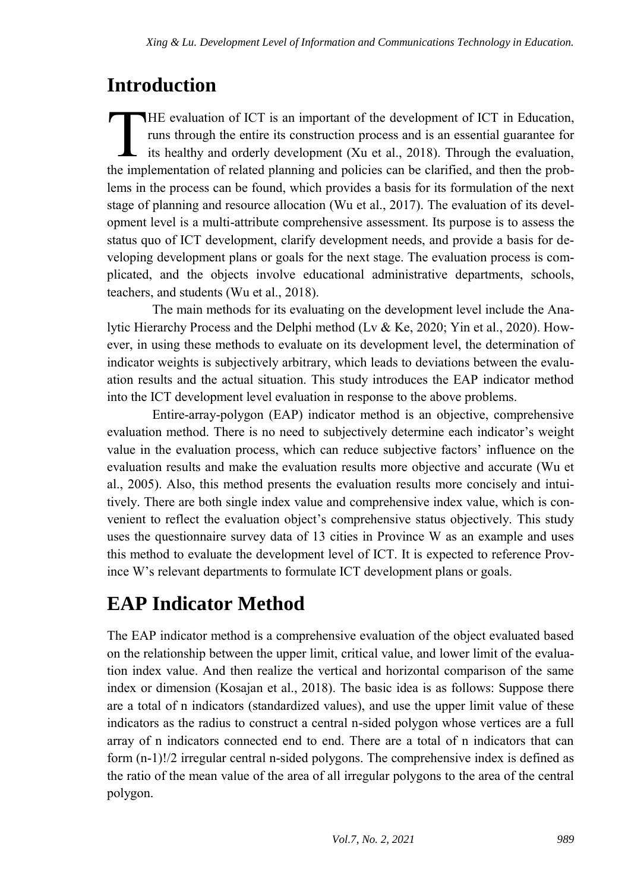## Introduction

THE evaluation of ICT is an important of the development of ICT in Education, runs through the entire its construction process and is an essential guarantee for its healthy and orderly development (Xu et al., 2018). Through the evaluation, the implementation of related planning and policies can be clarified, and then the problems in the process can be found, which provides a basis for its formulation of the next stage of planning and resource allocation (Wu et al., 2017). The evaluation of its development level is a multi-attribute comprehensive assessment. Its purpose is to assess the status quo of ICT development, clarify development needs, and provide a basis for developing development plans or goals for the next stage. The evaluation process is complicated, and the objects involve educational administrative departments, schools, teachers, and students (Wu et al., 2018).

The main methods for its evaluating on the development level include the Analytic Hierarchy Process and the Delphi method (Lv & Ke, 2020; Yin et al., 2020). However, in using these methods to evaluate on its development level, the determination of indicator weights is subjectively arbitrary, which leads to deviations between the evaluation results and the actual situation. This study introduces the EAP indicator method into the ICT development level evaluation in response to the above problems.

Entire-array-polygon (EAP) indicator method is an objective, comprehensive evaluation method. There is no need to subjectively determine each indicator's weight value in the evaluation process, which can reduce subjective factors' influence on the evaluation results and make the evaluation results more objective and accurate (Wu et al., 2005). Also, this method presents the evaluation results more concisely and intuitively. There are both single index value and comprehensive index value, which is convenient to reflect the evaluation object's comprehensive status objectively. This study uses the questionnaire survey data of 13 cities in Province W as an example and uses this method to evaluate the development level of ICT. It is expected to reference Province W's relevant departments to formulate ICT development plans or goals.

## EAP Indicator Method

The EAP indicator method is a comprehensive evaluation of the object evaluated based on the relationship between the upper limit, critical value, and lower limit of the evaluation index value. And then realize the vertical and horizontal comparison of the same index or dimension (Kosajan et al., 2018). The basic idea is as follows: Suppose there are a total of n indicators (standardized values), and use the upper limit value of these indicators as the radius to construct a central n-sided polygon whose vertices are a full array of n indicators connected end to end. There are a total of n indicators that can form $(n-1)!/2$ irregular central n-sided polygons. The comprehensive index is defined as the ratio of the mean value of the area of all irregular polygons to the area of the central polygon.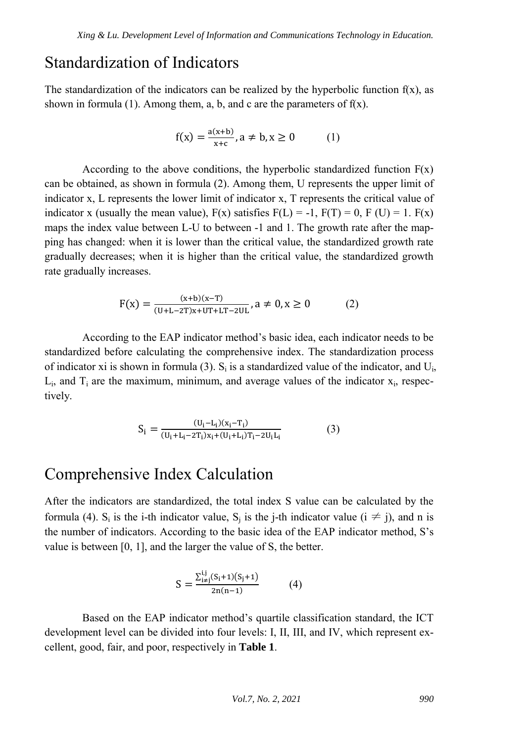## Standardization of Indicators

The standardization of the indicators can be realized by the hyperbolic function f(x), as shown in formula (1). Among them, a, b, and c are the parameters of f(x).

$$f(x) = \frac{a(x+b)}{x+c}, a \neq b, x \geq 0 \qquad (1)$$

According to the above conditions, the hyperbolic standardized function F(x) can be obtained, as shown in formula (2). Among them, U represents the upper limit of indicator x, L represents the lower limit of indicator x, T represents the critical value of indicator x (usually the mean value), F(x) satisfies F(L) = -1, F(T) = 0, F (U) = 1. F(x) maps the index value between L-U to between -1 and 1. The growth rate after the mapping has changed: when it is lower than the critical value, the standardized growth rate gradually decreases; when it is higher than the critical value, the standardized growth rate gradually increases.

$$F(x) = \frac{(x+b)(x-T)}{(U+L-2T)x+UT+LT-2UL}, a \neq 0, x \geq 0 \qquad (2)$$

According to the EAP indicator method's basic idea, each indicator needs to be standardized before calculating the comprehensive index. The standardization process of indicator xi is shown in formula (3). $S_i$ is a standardized value of the indicator, and $U_i$, $L_i$, and $T_i$ are the maximum, minimum, and average values of the indicator $x_i$, respectively.

$$S_i = \frac{(U_i - L_i)(x_i - T_i)}{(U_i + L_i - 2T_i)x_i + (U_i + L_i)T_i - 2U_iL_i} \qquad (3)$$

## Comprehensive Index Calculation

After the indicators are standardized, the total index S value can be calculated by the formula (4). $S_i$ is the i-th indicator value, $S_j$ is the j-th indicator value ($i \neq j$), and n is the number of indicators. According to the basic idea of the EAP indicator method, S's value is between [0, 1], and the larger the value of S, the better.

$$S = \frac{\sum_{i \neq j}^{i,j}(S_i+1)(S_j+1)}{2n(n-1)} \qquad (4)$$

Based on the EAP indicator method's quartile classification standard, the ICT development level can be divided into four levels: I, II, III, and IV, which represent excellent, good, fair, and poor, respectively in **Table 1**.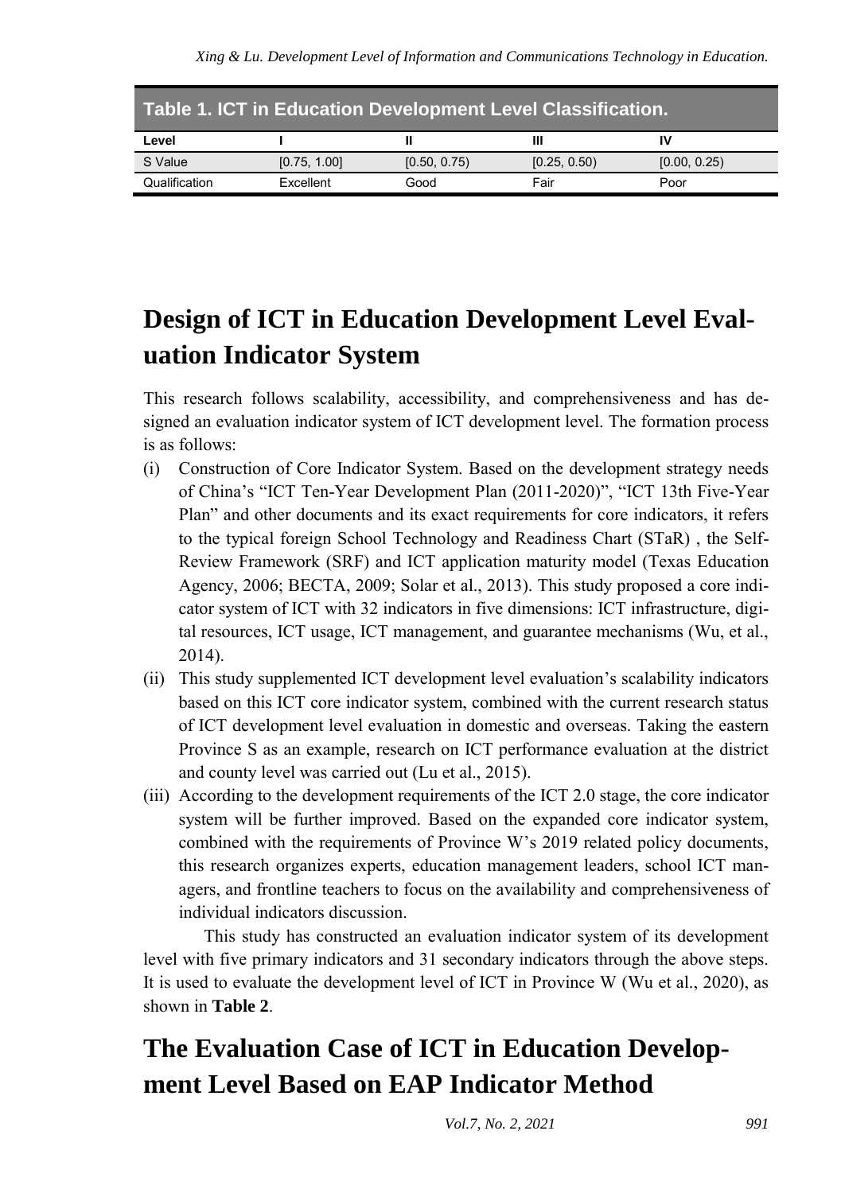**Table 1. ICT in Education Development Level Classification.**

| Level | I | II | III | IV |
|---|---|---|---|---|
| S Value | [0.75, 1.00] | [0.50, 0.75) | [0.25, 0.50) | [0.00, 0.25) |
| Qualification | Excellent | Good | Fair | Poor |

# Design of ICT in Education Development Level Evaluation Indicator System

This research follows scalability, accessibility, and comprehensiveness and has designed an evaluation indicator system of ICT development level. The formation process is as follows:

(i) Construction of Core Indicator System. Based on the development strategy needs of China's "ICT Ten-Year Development Plan (2011-2020)", "ICT 13th Five-Year Plan" and other documents and its exact requirements for core indicators, it refers to the typical foreign School Technology and Readiness Chart (STaR) , the Self-Review Framework (SRF) and ICT application maturity model (Texas Education Agency, 2006; BECTA, 2009; Solar et al., 2013). This study proposed a core indicator system of ICT with 32 indicators in five dimensions: ICT infrastructure, digital resources, ICT usage, ICT management, and guarantee mechanisms (Wu, et al., 2014).

(ii) This study supplemented ICT development level evaluation's scalability indicators based on this ICT core indicator system, combined with the current research status of ICT development level evaluation in domestic and overseas. Taking the eastern Province S as an example, research on ICT performance evaluation at the district and county level was carried out (Lu et al., 2015).

(iii) According to the development requirements of the ICT 2.0 stage, the core indicator system will be further improved. Based on the expanded core indicator system, combined with the requirements of Province W's 2019 related policy documents, this research organizes experts, education management leaders, school ICT managers, and frontline teachers to focus on the availability and comprehensiveness of individual indicators discussion.

This study has constructed an evaluation indicator system of its development level with five primary indicators and 31 secondary indicators through the above steps. It is used to evaluate the development level of ICT in Province W (Wu et al., 2020), as shown in **Table 2**.

# The Evaluation Case of ICT in Education Development Level Based on EAP Indicator Method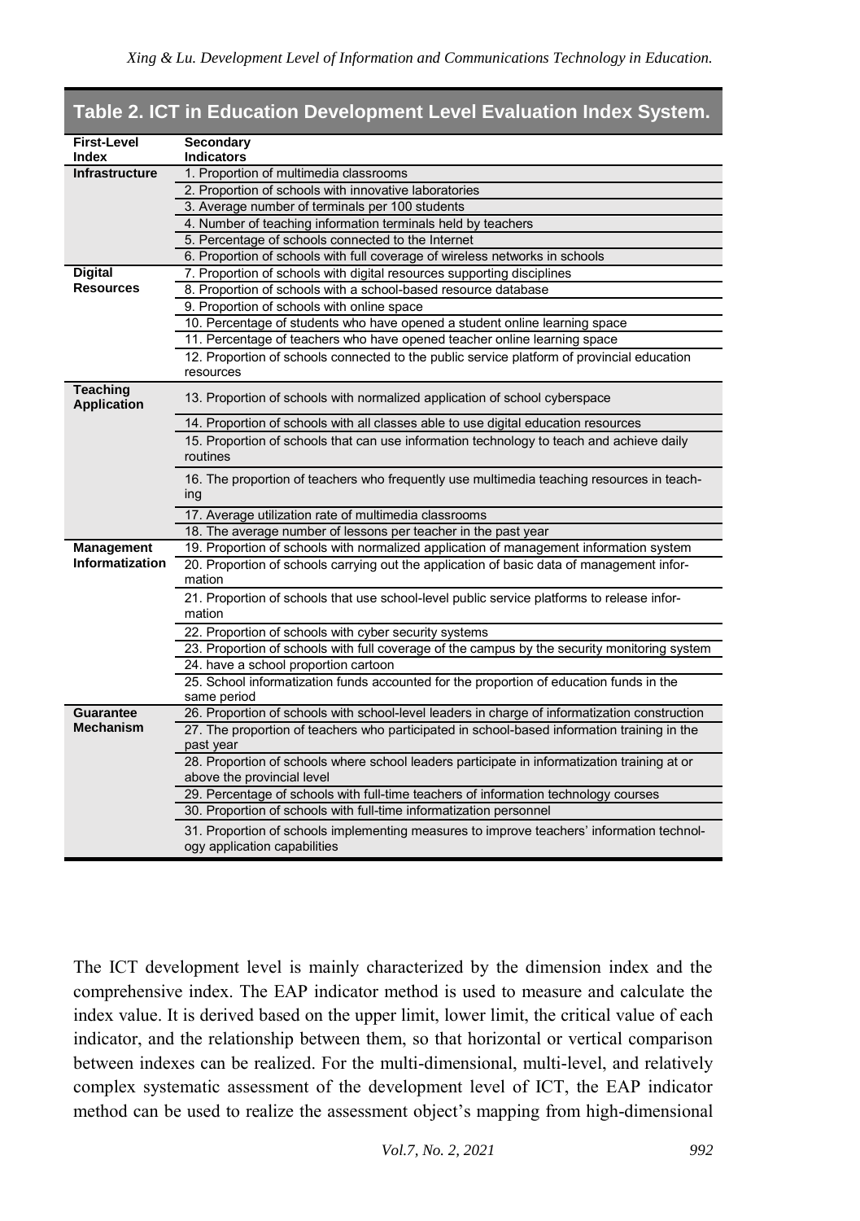**Table 2. ICT in Education Development Level Evaluation Index System.**

| First-Level Index | Secondary Indicators |
|---|---|
| Infrastructure | 1. Proportion of multimedia classrooms |
| | 2. Proportion of schools with innovative laboratories |
| | 3. Average number of terminals per 100 students |
| | 4. Number of teaching information terminals held by teachers |
| | 5. Percentage of schools connected to the Internet |
| | 6. Proportion of schools with full coverage of wireless networks in schools |
| Digital Resources | 7. Proportion of schools with digital resources supporting disciplines |
| | 8. Proportion of schools with a school-based resource database |
| | 9. Proportion of schools with online space |
| | 10. Percentage of students who have opened a student online learning space |
| | 11. Percentage of teachers who have opened teacher online learning space |
| | 12. Proportion of schools connected to the public service platform of provincial education resources |
| Teaching Application | 13. Proportion of schools with normalized application of school cyberspace |
| | 14. Proportion of schools with all classes able to use digital education resources |
| | 15. Proportion of schools that can use information technology to teach and achieve daily routines |
| | 16. The proportion of teachers who frequently use multimedia teaching resources in teaching |
| | 17. Average utilization rate of multimedia classrooms |
| | 18. The average number of lessons per teacher in the past year |
| Management Informatization | 19. Proportion of schools with normalized application of management information system |
| | 20. Proportion of schools carrying out the application of basic data of management information |
| | 21. Proportion of schools that use school-level public service platforms to release information |
| | 22. Proportion of schools with cyber security systems |
| | 23. Proportion of schools with full coverage of the campus by the security monitoring system |
| | 24. have a school proportion cartoon |
| | 25. School informatization funds accounted for the proportion of education funds in the same period |
| Guarantee Mechanism | 26. Proportion of schools with school-level leaders in charge of informatization construction |
| | 27. The proportion of teachers who participated in school-based information training in the past year |
| | 28. Proportion of schools where school leaders participate in informatization training at or above the provincial level |
| | 29. Percentage of schools with full-time teachers of information technology courses |
| | 30. Proportion of schools with full-time informatization personnel |
| | 31. Proportion of schools implementing measures to improve teachers' information technology application capabilities |

The ICT development level is mainly characterized by the dimension index and the comprehensive index. The EAP indicator method is used to measure and calculate the index value. It is derived based on the upper limit, lower limit, the critical value of each indicator, and the relationship between them, so that horizontal or vertical comparison between indexes can be realized. For the multi-dimensional, multi-level, and relatively complex systematic assessment of the development level of ICT, the EAP indicator method can be used to realize the assessment object's mapping from high-dimensional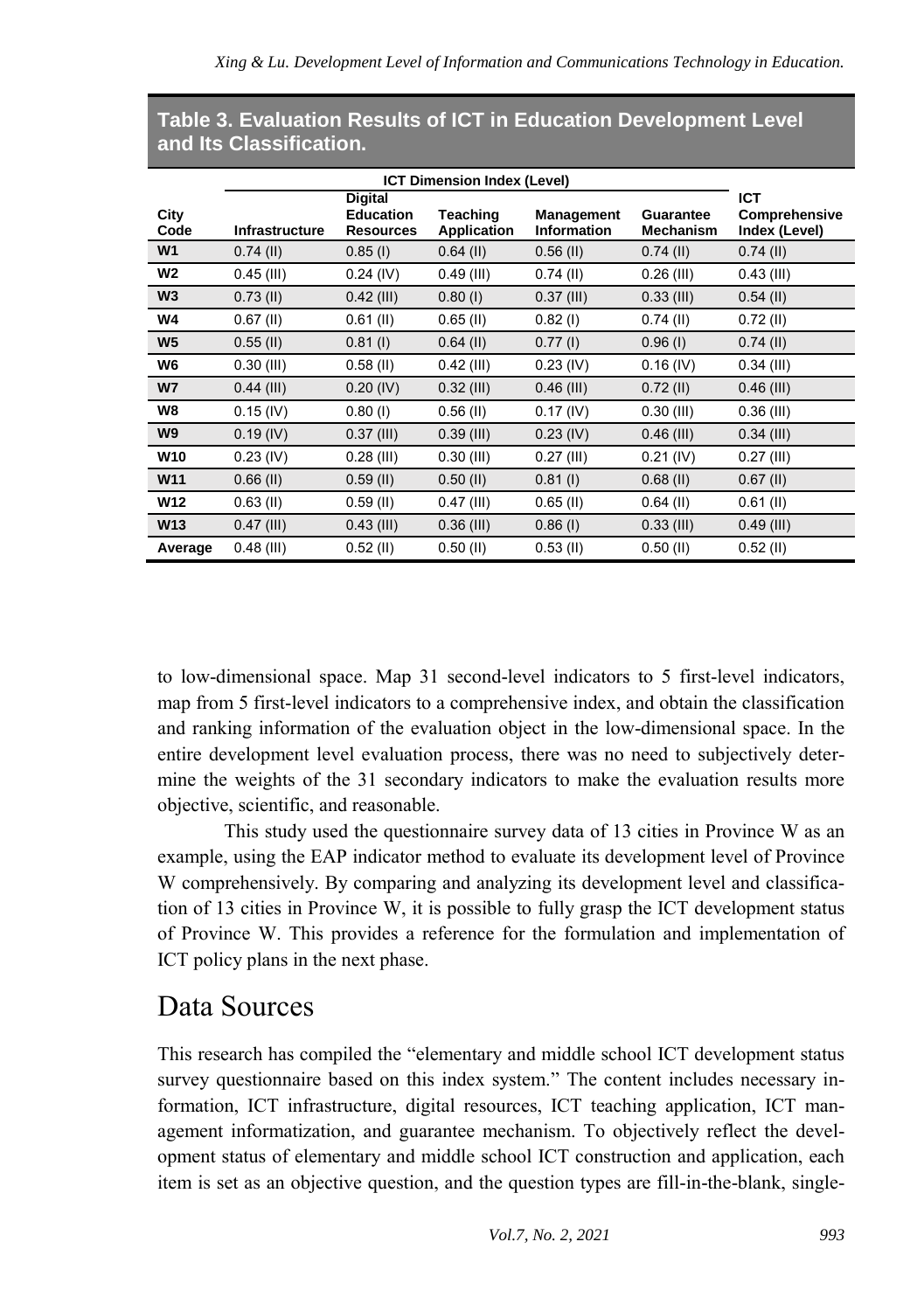**Table 3. Evaluation Results of ICT in Education Development Level and Its Classification.**

| City Code | ICT Dimension Index (Level) | | | | | ICT Comprehensive Index (Level) |
|---|---|---|---|---|---|---|
| | Infrastructure | Digital Education Resources | Teaching Application | Management Information | Guarantee Mechanism | |
| W1 | 0.74 (II) | 0.85 (I) | 0.64 (II) | 0.56 (II) | 0.74 (II) | 0.74 (II) |
| W2 | 0.45 (III) | 0.24 (IV) | 0.49 (III) | 0.74 (II) | 0.26 (III) | 0.43 (III) |
| W3 | 0.73 (II) | 0.42 (III) | 0.80 (I) | 0.37 (III) | 0.33 (III) | 0.54 (II) |
| W4 | 0.67 (II) | 0.61 (II) | 0.65 (II) | 0.82 (I) | 0.74 (II) | 0.72 (II) |
| W5 | 0.55 (II) | 0.81 (I) | 0.64 (II) | 0.77 (I) | 0.96 (I) | 0.74 (II) |
| W6 | 0.30 (III) | 0.58 (II) | 0.42 (III) | 0.23 (IV) | 0.16 (IV) | 0.34 (III) |
| W7 | 0.44 (III) | 0.20 (IV) | 0.32 (III) | 0.46 (III) | 0.72 (II) | 0.46 (III) |
| W8 | 0.15 (IV) | 0.80 (I) | 0.56 (II) | 0.17 (IV) | 0.30 (III) | 0.36 (III) |
| W9 | 0.19 (IV) | 0.37 (III) | 0.39 (III) | 0.23 (IV) | 0.46 (III) | 0.34 (III) |
| W10 | 0.23 (IV) | 0.28 (III) | 0.30 (III) | 0.27 (III) | 0.21 (IV) | 0.27 (III) |
| W11 | 0.66 (II) | 0.59 (II) | 0.50 (II) | 0.81 (I) | 0.68 (II) | 0.67 (II) |
| W12 | 0.63 (II) | 0.59 (II) | 0.47 (III) | 0.65 (II) | 0.64 (II) | 0.61 (II) |
| W13 | 0.47 (III) | 0.43 (III) | 0.36 (III) | 0.86 (I) | 0.33 (III) | 0.49 (III) |
| Average | 0.48 (III) | 0.52 (II) | 0.50 (II) | 0.53 (II) | 0.50 (II) | 0.52 (II) |

to low-dimensional space. Map 31 second-level indicators to 5 first-level indicators, map from 5 first-level indicators to a comprehensive index, and obtain the classification and ranking information of the evaluation object in the low-dimensional space. In the entire development level evaluation process, there was no need to subjectively determine the weights of the 31 secondary indicators to make the evaluation results more objective, scientific, and reasonable.

This study used the questionnaire survey data of 13 cities in Province W as an example, using the EAP indicator method to evaluate its development level of Province W comprehensively. By comparing and analyzing its development level and classification of 13 cities in Province W, it is possible to fully grasp the ICT development status of Province W. This provides a reference for the formulation and implementation of ICT policy plans in the next phase.

# Data Sources

This research has compiled the "elementary and middle school ICT development status survey questionnaire based on this index system." The content includes necessary information, ICT infrastructure, digital resources, ICT teaching application, ICT management informatization, and guarantee mechanism. To objectively reflect the development status of elementary and middle school ICT construction and application, each item is set as an objective question, and the question types are fill-in-the-blank, single-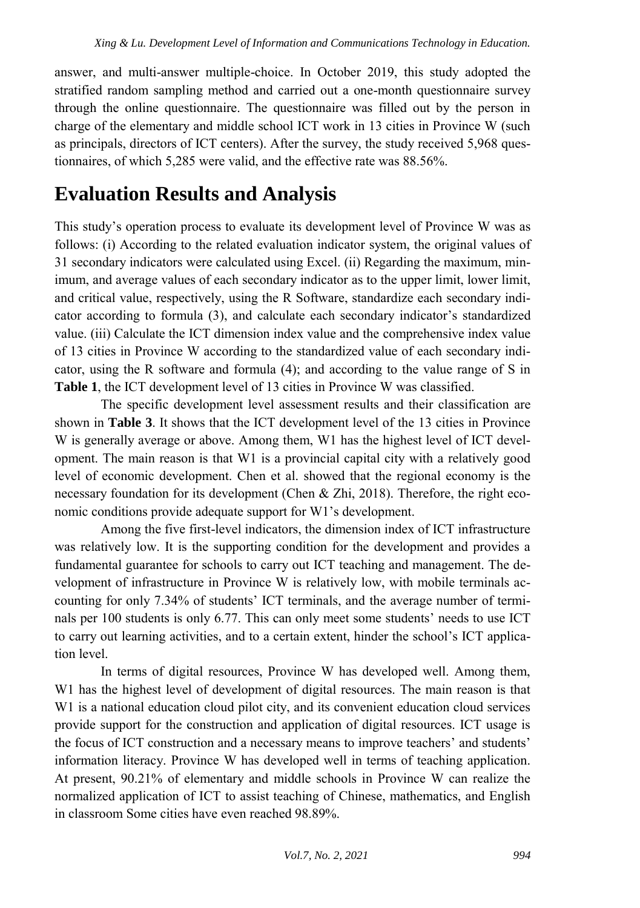answer, and multi-answer multiple-choice. In October 2019, this study adopted the stratified random sampling method and carried out a one-month questionnaire survey through the online questionnaire. The questionnaire was filled out by the person in charge of the elementary and middle school ICT work in 13 cities in Province W (such as principals, directors of ICT centers). After the survey, the study received 5,968 questionnaires, of which 5,285 were valid, and the effective rate was 88.56%.

# Evaluation Results and Analysis

This study's operation process to evaluate its development level of Province W was as follows: (i) According to the related evaluation indicator system, the original values of 31 secondary indicators were calculated using Excel. (ii) Regarding the maximum, minimum, and average values of each secondary indicator as to the upper limit, lower limit, and critical value, respectively, using the R Software, standardize each secondary indicator according to formula (3), and calculate each secondary indicator's standardized value. (iii) Calculate the ICT dimension index value and the comprehensive index value of 13 cities in Province W according to the standardized value of each secondary indicator, using the R software and formula (4); and according to the value range of S in **Table 1**, the ICT development level of 13 cities in Province W was classified.

The specific development level assessment results and their classification are shown in **Table 3**. It shows that the ICT development level of the 13 cities in Province W is generally average or above. Among them, W1 has the highest level of ICT development. The main reason is that W1 is a provincial capital city with a relatively good level of economic development. Chen et al. showed that the regional economy is the necessary foundation for its development (Chen & Zhi, 2018). Therefore, the right economic conditions provide adequate support for W1's development.

Among the five first-level indicators, the dimension index of ICT infrastructure was relatively low. It is the supporting condition for the development and provides a fundamental guarantee for schools to carry out ICT teaching and management. The development of infrastructure in Province W is relatively low, with mobile terminals accounting for only 7.34% of students' ICT terminals, and the average number of terminals per 100 students is only 6.77. This can only meet some students' needs to use ICT to carry out learning activities, and to a certain extent, hinder the school's ICT application level.

In terms of digital resources, Province W has developed well. Among them, W1 has the highest level of development of digital resources. The main reason is that W1 is a national education cloud pilot city, and its convenient education cloud services provide support for the construction and application of digital resources. ICT usage is the focus of ICT construction and a necessary means to improve teachers' and students' information literacy. Province W has developed well in terms of teaching application. At present, 90.21% of elementary and middle schools in Province W can realize the normalized application of ICT to assist teaching of Chinese, mathematics, and English in classroom Some cities have even reached 98.89%.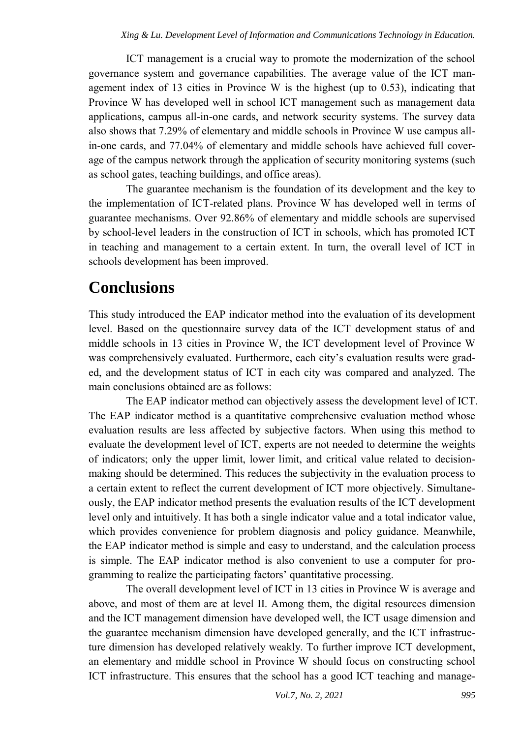ICT management is a crucial way to promote the modernization of the school governance system and governance capabilities. The average value of the ICT management index of 13 cities in Province W is the highest (up to 0.53), indicating that Province W has developed well in school ICT management such as management data applications, campus all-in-one cards, and network security systems. The survey data also shows that 7.29% of elementary and middle schools in Province W use campus all-in-one cards, and 77.04% of elementary and middle schools have achieved full coverage of the campus network through the application of security monitoring systems (such as school gates, teaching buildings, and office areas).

The guarantee mechanism is the foundation of its development and the key to the implementation of ICT-related plans. Province W has developed well in terms of guarantee mechanisms. Over 92.86% of elementary and middle schools are supervised by school-level leaders in the construction of ICT in schools, which has promoted ICT in teaching and management to a certain extent. In turn, the overall level of ICT in schools development has been improved.

# Conclusions

This study introduced the EAP indicator method into the evaluation of its development level. Based on the questionnaire survey data of the ICT development status of and middle schools in 13 cities in Province W, the ICT development level of Province W was comprehensively evaluated. Furthermore, each city's evaluation results were graded, and the development status of ICT in each city was compared and analyzed. The main conclusions obtained are as follows:

The EAP indicator method can objectively assess the development level of ICT. The EAP indicator method is a quantitative comprehensive evaluation method whose evaluation results are less affected by subjective factors. When using this method to evaluate the development level of ICT, experts are not needed to determine the weights of indicators; only the upper limit, lower limit, and critical value related to decision-making should be determined. This reduces the subjectivity in the evaluation process to a certain extent to reflect the current development of ICT more objectively. Simultaneously, the EAP indicator method presents the evaluation results of the ICT development level only and intuitively. It has both a single indicator value and a total indicator value, which provides convenience for problem diagnosis and policy guidance. Meanwhile, the EAP indicator method is simple and easy to understand, and the calculation process is simple. The EAP indicator method is also convenient to use a computer for programming to realize the participating factors' quantitative processing.

The overall development level of ICT in 13 cities in Province W is average and above, and most of them are at level II. Among them, the digital resources dimension and the ICT management dimension have developed well, the ICT usage dimension and the guarantee mechanism dimension have developed generally, and the ICT infrastructure dimension has developed relatively weakly. To further improve ICT development, an elementary and middle school in Province W should focus on constructing school ICT infrastructure. This ensures that the school has a good ICT teaching and manage-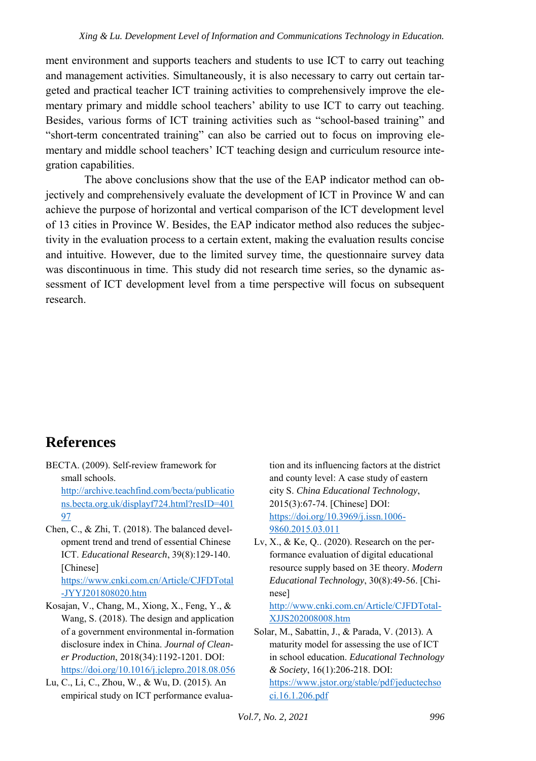ment environment and supports teachers and students to use ICT to carry out teaching and management activities. Simultaneously, it is also necessary to carry out certain targeted and practical teacher ICT training activities to comprehensively improve the elementary primary and middle school teachers' ability to use ICT to carry out teaching. Besides, various forms of ICT training activities such as "school-based training" and "short-term concentrated training" can also be carried out to focus on improving elementary and middle school teachers' ICT teaching design and curriculum resource integration capabilities.

The above conclusions show that the use of the EAP indicator method can objectively and comprehensively evaluate the development of ICT in Province W and can achieve the purpose of horizontal and vertical comparison of the ICT development level of 13 cities in Province W. Besides, the EAP indicator method also reduces the subjectivity in the evaluation process to a certain extent, making the evaluation results concise and intuitive. However, due to the limited survey time, the questionnaire survey data was discontinuous in time. This study did not research time series, so the dynamic assessment of ICT development level from a time perspective will focus on subsequent research.

# References

BECTA. (2009). Self-review framework for small schools. http://archive.teachfind.com/becta/publications.becta.org.uk/displayf724.html?resID=40197

Chen, C., & Zhi, T. (2018). The balanced development trend and trend of essential Chinese ICT. *Educational Research*, 39(8):129-140. [Chinese] https://www.cnki.com.cn/Article/CJFDTotal-JYYJ201808020.htm

Kosajan, V., Chang, M., Xiong, X., Feng, Y., & Wang, S. (2018). The design and application of a government environmental in-formation disclosure index in China. *Journal of Cleaner Production*, 2018(34):1192-1201. DOI: https://doi.org/10.1016/j.jclepro.2018.08.056

Lu, C., Li, C., Zhou, W., & Wu, D. (2015). An empirical study on ICT performance evaluation and its influencing factors at the district and county level: A case study of eastern city S. *China Educational Technology*, 2015(3):67-74. [Chinese] DOI: https://doi.org/10.3969/j.issn.1006-9860.2015.03.011

Lv, X., & Ke, Q.. (2020). Research on the performance evaluation of digital educational resource supply based on 3E theory. *Modern Educational Technology*, 30(8):49-56. [Chinese] http://www.cnki.com.cn/Article/CJFDTotal-XJJS202008008.htm

Solar, M., Sabattin, J., & Parada, V. (2013). A maturity model for assessing the use of ICT in school education. *Educational Technology & Society*, 16(1):206-218. DOI: https://www.jstor.org/stable/pdf/jeductechsoci.16.1.206.pdf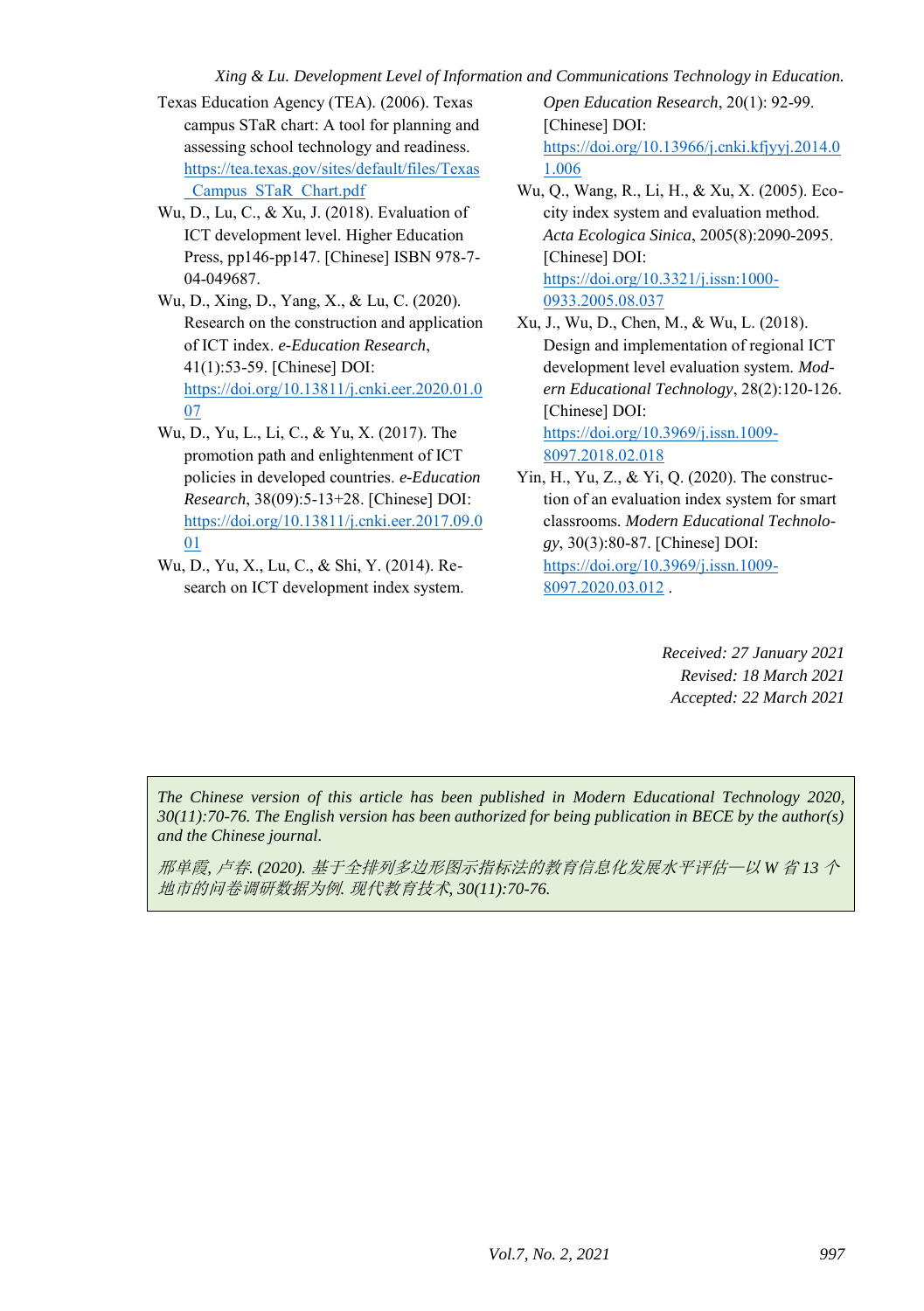Texas Education Agency (TEA). (2006). Texas campus STaR chart: A tool for planning and assessing school technology and readiness. https://tea.texas.gov/sites/default/files/Texas_Campus_STaR_Chart.pdf

Wu, D., Lu, C., & Xu, J. (2018). Evaluation of ICT development level. Higher Education Press, pp146-pp147. [Chinese] ISBN 978-7-04-049687.

Wu, D., Xing, D., Yang, X., & Lu, C. (2020). Research on the construction and application of ICT index. *e-Education Research*, 41(1):53-59. [Chinese] DOI: https://doi.org/10.13811/j.cnki.eer.2020.01.007

Wu, D., Yu, L., Li, C., & Yu, X. (2017). The promotion path and enlightenment of ICT policies in developed countries. *e-Education Research*, 38(09):5-13+28. [Chinese] DOI: https://doi.org/10.13811/j.cnki.eer.2017.09.001

Wu, D., Yu, X., Lu, C., & Shi, Y. (2014). Research on ICT development index system. *Open Education Research*, 20(1): 92-99. [Chinese] DOI: https://doi.org/10.13966/j.cnki.kfjyyj.2014.01.006

Wu, Q., Wang, R., Li, H., & Xu, X. (2005). Eco-city index system and evaluation method. *Acta Ecologica Sinica*, 2005(8):2090-2095. [Chinese] DOI: https://doi.org/10.3321/j.issn:1000-0933.2005.08.037

Xu, J., Wu, D., Chen, M., & Wu, L. (2018). Design and implementation of regional ICT development level evaluation system. *Modern Educational Technology*, 28(2):120-126. [Chinese] DOI: https://doi.org/10.3969/j.issn.1009-8097.2018.02.018

Yin, H., Yu, Z., & Yi, Q. (2020). The construction of an evaluation index system for smart classrooms. *Modern Educational Technology*, 30(3):80-87. [Chinese] DOI: https://doi.org/10.3969/j.issn.1009-8097.2020.03.012 .

*Received: 27 January 2021*
*Revised: 18 March 2021*
*Accepted: 22 March 2021*

*The Chinese version of this article has been published in Modern Educational Technology 2020, 30(11):70-76. The English version has been authorized for being publication in BECE by the author(s) and the Chinese journal.*

*邢单霞, 卢春. (2020). 基于全排列多边形图示指标法的教育信息化发展水平评估—以W省13个地市的问卷调研数据为例. 现代教育技术, 30(11):70-76.*